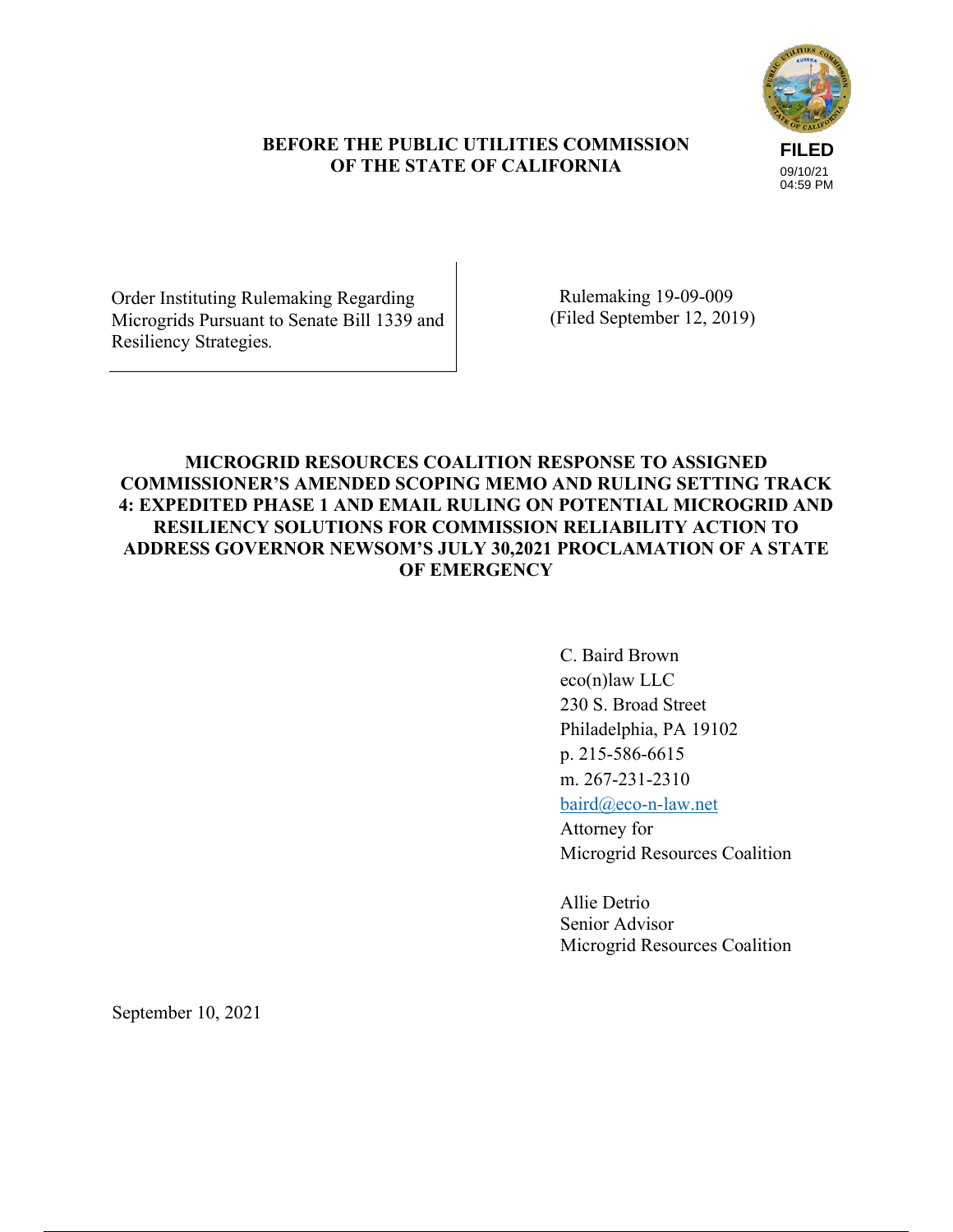**BEFORE THE PUBLIC UTILITIES COMMISSION OF THE STATE OF CALIFORNIA**

FILED
09/10/21
04:59 PM

| Order Instituting Rulemaking Regarding Microgrids Pursuant to Senate Bill 1339 and Resiliency Strategies. | Rulemaking 19-09-009 (Filed September 12, 2019) |
|---|---|

**MICROGRID RESOURCES COALITION RESPONSE TO ASSIGNED COMMISSIONER'S AMENDED SCOPING MEMO AND RULING SETTING TRACK 4: EXPEDITED PHASE 1 AND EMAIL RULING ON POTENTIAL MICROGRID AND RESILIENCY SOLUTIONS FOR COMMISSION RELIABILITY ACTION TO ADDRESS GOVERNOR NEWSOM'S JULY 30,2021 PROCLAMATION OF A STATE OF EMERGENCY**

C. Baird Brown
eco(n)law LLC
230 S. Broad Street
Philadelphia, PA 19102
p. 215-586-6615
m. 267-231-2310
baird@eco-n-law.net
Attorney for
Microgrid Resources Coalition

Allie Detrio
Senior Advisor
Microgrid Resources Coalition

September 10, 2021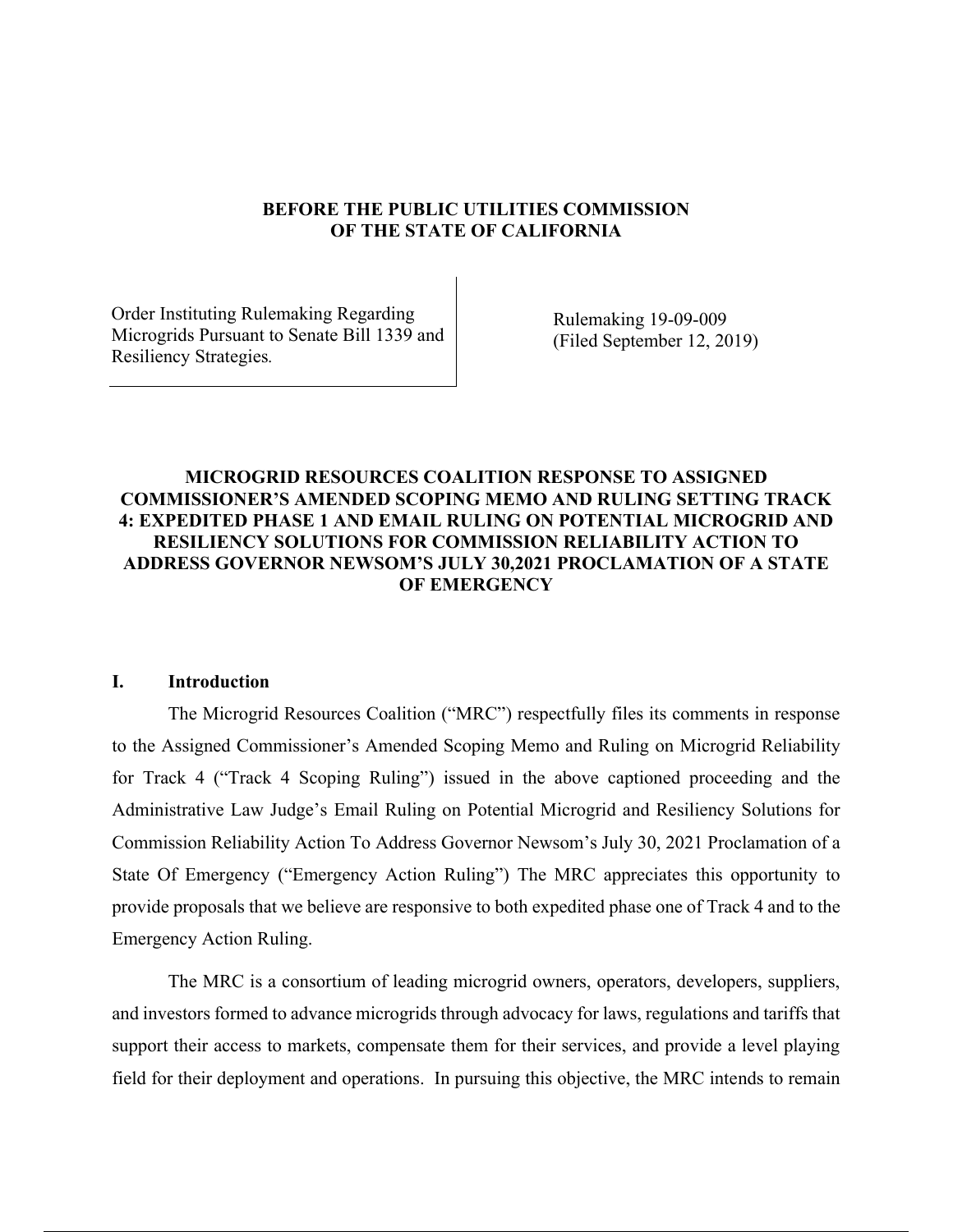**BEFORE THE PUBLIC UTILITIES COMMISSION OF THE STATE OF CALIFORNIA**

| Order Instituting Rulemaking Regarding Microgrids Pursuant to Senate Bill 1339 and Resiliency Strategies. | Rulemaking 19-09-009 (Filed September 12, 2019) |
| --- | --- |

**MICROGRID RESOURCES COALITION RESPONSE TO ASSIGNED COMMISSIONER'S AMENDED SCOPING MEMO AND RULING SETTING TRACK 4: EXPEDITED PHASE 1 AND EMAIL RULING ON POTENTIAL MICROGRID AND RESILIENCY SOLUTIONS FOR COMMISSION RELIABILITY ACTION TO ADDRESS GOVERNOR NEWSOM'S JULY 30,2021 PROCLAMATION OF A STATE OF EMERGENCY**

## I. Introduction

The Microgrid Resources Coalition ("MRC") respectfully files its comments in response to the Assigned Commissioner's Amended Scoping Memo and Ruling on Microgrid Reliability for Track 4 ("Track 4 Scoping Ruling") issued in the above captioned proceeding and the Administrative Law Judge's Email Ruling on Potential Microgrid and Resiliency Solutions for Commission Reliability Action To Address Governor Newsom's July 30, 2021 Proclamation of a State Of Emergency ("Emergency Action Ruling") The MRC appreciates this opportunity to provide proposals that we believe are responsive to both expedited phase one of Track 4 and to the Emergency Action Ruling.

The MRC is a consortium of leading microgrid owners, operators, developers, suppliers, and investors formed to advance microgrids through advocacy for laws, regulations and tariffs that support their access to markets, compensate them for their services, and provide a level playing field for their deployment and operations. In pursuing this objective, the MRC intends to remain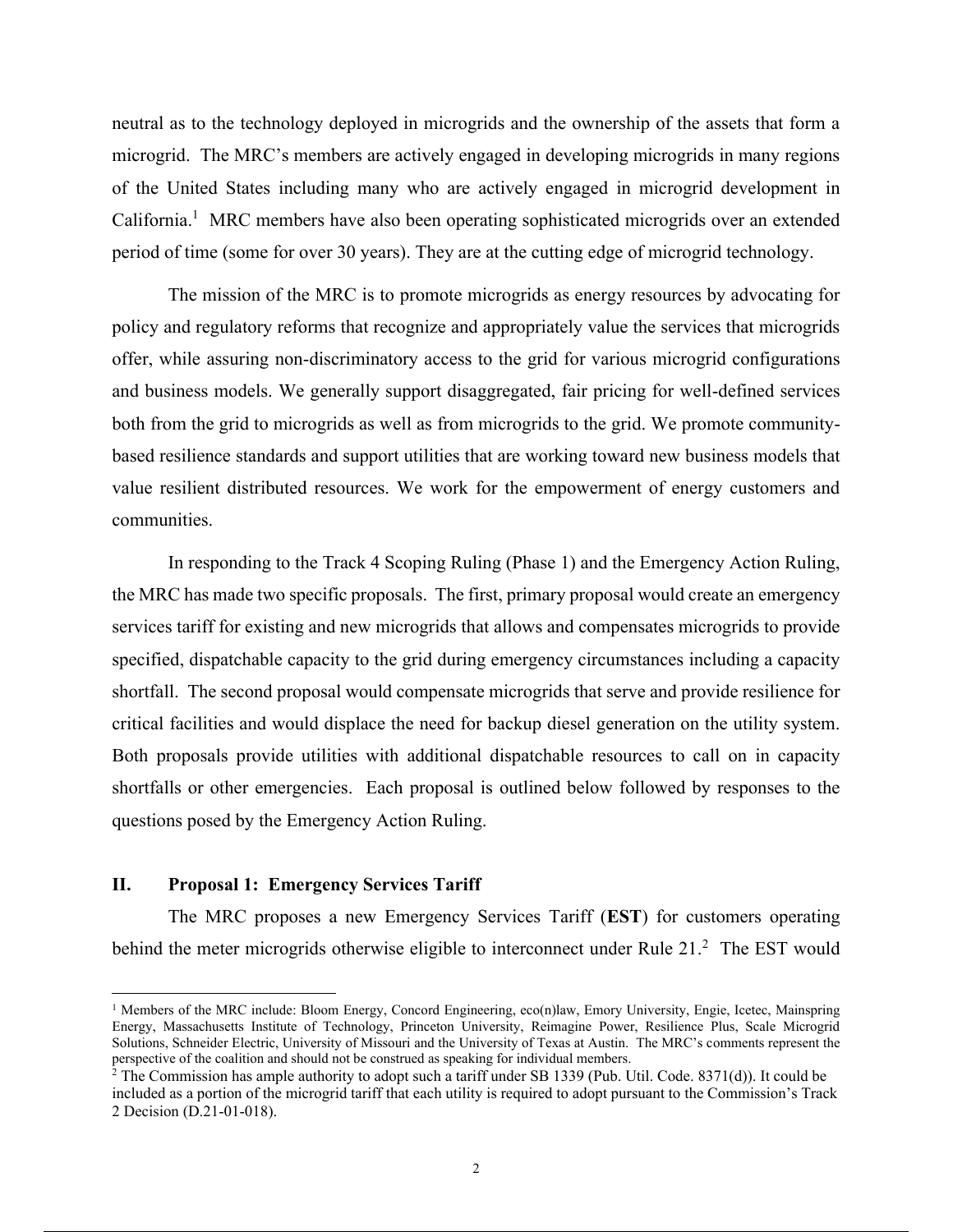neutral as to the technology deployed in microgrids and the ownership of the assets that form a microgrid. The MRC's members are actively engaged in developing microgrids in many regions of the United States including many who are actively engaged in microgrid development in California.[1] MRC members have also been operating sophisticated microgrids over an extended period of time (some for over 30 years). They are at the cutting edge of microgrid technology.

The mission of the MRC is to promote microgrids as energy resources by advocating for policy and regulatory reforms that recognize and appropriately value the services that microgrids offer, while assuring non-discriminatory access to the grid for various microgrid configurations and business models. We generally support disaggregated, fair pricing for well-defined services both from the grid to microgrids as well as from microgrids to the grid. We promote community-based resilience standards and support utilities that are working toward new business models that value resilient distributed resources. We work for the empowerment of energy customers and communities.

In responding to the Track 4 Scoping Ruling (Phase 1) and the Emergency Action Ruling, the MRC has made two specific proposals. The first, primary proposal would create an emergency services tariff for existing and new microgrids that allows and compensates microgrids to provide specified, dispatchable capacity to the grid during emergency circumstances including a capacity shortfall. The second proposal would compensate microgrids that serve and provide resilience for critical facilities and would displace the need for backup diesel generation on the utility system. Both proposals provide utilities with additional dispatchable resources to call on in capacity shortfalls or other emergencies. Each proposal is outlined below followed by responses to the questions posed by the Emergency Action Ruling.

## II. Proposal 1: Emergency Services Tariff

The MRC proposes a new Emergency Services Tariff (**EST**) for customers operating behind the meter microgrids otherwise eligible to interconnect under Rule 21.[2] The EST would

---

[1] Members of the MRC include: Bloom Energy, Concord Engineering, eco(n)law, Emory University, Engie, Icetec, Mainspring Energy, Massachusetts Institute of Technology, Princeton University, Reimagine Power, Resilience Plus, Scale Microgrid Solutions, Schneider Electric, University of Missouri and the University of Texas at Austin. The MRC's comments represent the perspective of the coalition and should not be construed as speaking for individual members.

[2] The Commission has ample authority to adopt such a tariff under SB 1339 (Pub. Util. Code. 8371(d)). It could be included as a portion of the microgrid tariff that each utility is required to adopt pursuant to the Commission's Track 2 Decision (D.21-01-018).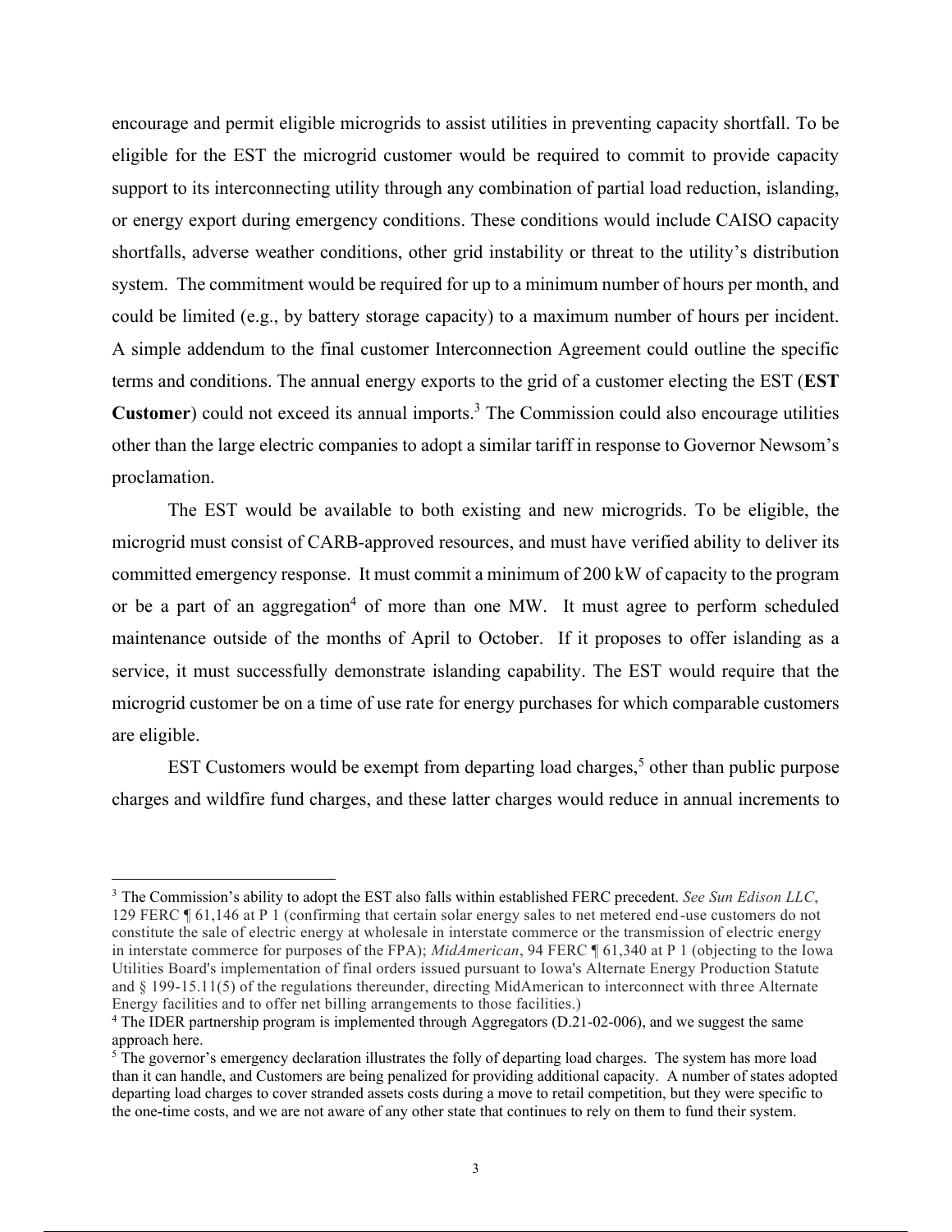encourage and permit eligible microgrids to assist utilities in preventing capacity shortfall. To be eligible for the EST the microgrid customer would be required to commit to provide capacity support to its interconnecting utility through any combination of partial load reduction, islanding, or energy export during emergency conditions. These conditions would include CAISO capacity shortfalls, adverse weather conditions, other grid instability or threat to the utility's distribution system. The commitment would be required for up to a minimum number of hours per month, and could be limited (e.g., by battery storage capacity) to a maximum number of hours per incident. A simple addendum to the final customer Interconnection Agreement could outline the specific terms and conditions. The annual energy exports to the grid of a customer electing the EST (**EST Customer**) could not exceed its annual imports.[3] The Commission could also encourage utilities other than the large electric companies to adopt a similar tariff in response to Governor Newsom's proclamation.

The EST would be available to both existing and new microgrids. To be eligible, the microgrid must consist of CARB-approved resources, and must have verified ability to deliver its committed emergency response. It must commit a minimum of 200 kW of capacity to the program or be a part of an aggregation[4] of more than one MW. It must agree to perform scheduled maintenance outside of the months of April to October. If it proposes to offer islanding as a service, it must successfully demonstrate islanding capability. The EST would require that the microgrid customer be on a time of use rate for energy purchases for which comparable customers are eligible.

EST Customers would be exempt from departing load charges,[5] other than public purpose charges and wildfire fund charges, and these latter charges would reduce in annual increments to

---

[3] The Commission's ability to adopt the EST also falls within established FERC precedent. *See Sun Edison LLC*, 129 FERC ¶ 61,146 at P 1 (confirming that certain solar energy sales to net metered end-use customers do not constitute the sale of electric energy at wholesale in interstate commerce or the transmission of electric energy in interstate commerce for purposes of the FPA); *MidAmerican*, 94 FERC ¶ 61,340 at P 1 (objecting to the Iowa Utilities Board's implementation of final orders issued pursuant to Iowa's Alternate Energy Production Statute and § 199-15.11(5) of the regulations thereunder, directing MidAmerican to interconnect with three Alternate Energy facilities and to offer net billing arrangements to those facilities.)

[4] The IDER partnership program is implemented through Aggregators (D.21-02-006), and we suggest the same approach here.

[5] The governor's emergency declaration illustrates the folly of departing load charges. The system has more load than it can handle, and Customers are being penalized for providing additional capacity. A number of states adopted departing load charges to cover stranded assets costs during a move to retail competition, but they were specific to the one-time costs, and we are not aware of any other state that continues to rely on them to fund their system.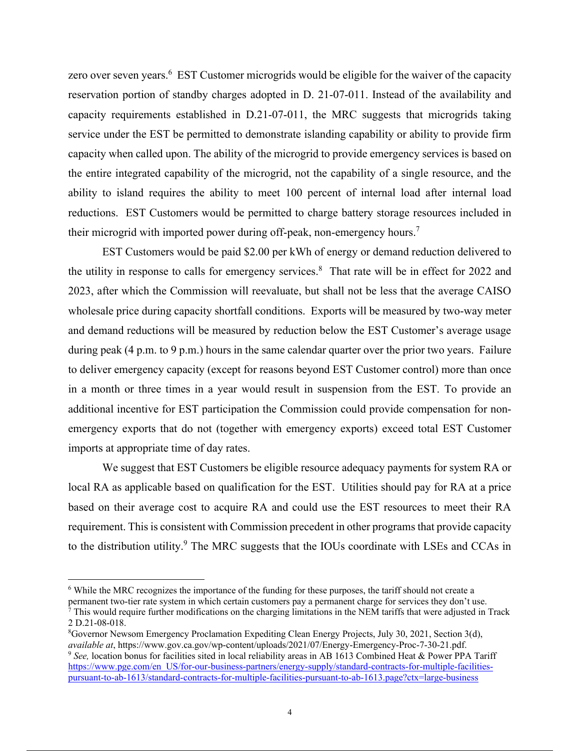zero over seven years.[6] EST Customer microgrids would be eligible for the waiver of the capacity reservation portion of standby charges adopted in D. 21-07-011. Instead of the availability and capacity requirements established in D.21-07-011, the MRC suggests that microgrids taking service under the EST be permitted to demonstrate islanding capability or ability to provide firm capacity when called upon. The ability of the microgrid to provide emergency services is based on the entire integrated capability of the microgrid, not the capability of a single resource, and the ability to island requires the ability to meet 100 percent of internal load after internal load reductions. EST Customers would be permitted to charge battery storage resources included in their microgrid with imported power during off-peak, non-emergency hours.[7]

EST Customers would be paid $2.00 per kWh of energy or demand reduction delivered to the utility in response to calls for emergency services.[8] That rate will be in effect for 2022 and 2023, after which the Commission will reevaluate, but shall not be less that the average CAISO wholesale price during capacity shortfall conditions. Exports will be measured by two-way meter and demand reductions will be measured by reduction below the EST Customer's average usage during peak (4 p.m. to 9 p.m.) hours in the same calendar quarter over the prior two years. Failure to deliver emergency capacity (except for reasons beyond EST Customer control) more than once in a month or three times in a year would result in suspension from the EST. To provide an additional incentive for EST participation the Commission could provide compensation for non-emergency exports that do not (together with emergency exports) exceed total EST Customer imports at appropriate time of day rates.

We suggest that EST Customers be eligible resource adequacy payments for system RA or local RA as applicable based on qualification for the EST. Utilities should pay for RA at a price based on their average cost to acquire RA and could use the EST resources to meet their RA requirement. This is consistent with Commission precedent in other programs that provide capacity to the distribution utility.[9] The MRC suggests that the IOUs coordinate with LSEs and CCAs in

---

[6] While the MRC recognizes the importance of the funding for these purposes, the tariff should not create a permanent two-tier rate system in which certain customers pay a permanent charge for services they don't use.

[7] This would require further modifications on the charging limitations in the NEM tariffs that were adjusted in Track 2 D.21-08-018.

[8] Governor Newsom Emergency Proclamation Expediting Clean Energy Projects, July 30, 2021, Section 3(d), *available at*, https://www.gov.ca.gov/wp-content/uploads/2021/07/Energy-Emergency-Proc-7-30-21.pdf.

[9] *See,* location bonus for facilities sited in local reliability areas in AB 1613 Combined Heat & Power PPA Tariff https://www.pge.com/en_US/for-our-business-partners/energy-supply/standard-contracts-for-multiple-facilities-pursuant-to-ab-1613/standard-contracts-for-multiple-facilities-pursuant-to-ab-1613.page?ctx=large-business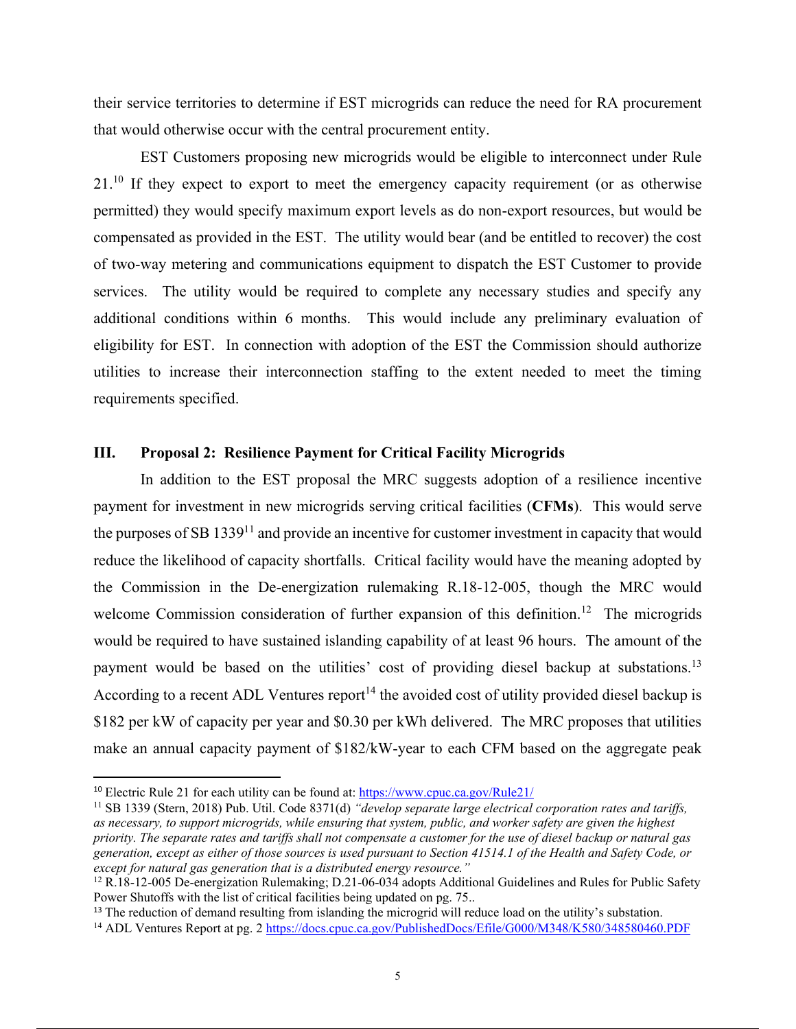their service territories to determine if EST microgrids can reduce the need for RA procurement that would otherwise occur with the central procurement entity.

EST Customers proposing new microgrids would be eligible to interconnect under Rule 21.[10] If they expect to export to meet the emergency capacity requirement (or as otherwise permitted) they would specify maximum export levels as do non-export resources, but would be compensated as provided in the EST. The utility would bear (and be entitled to recover) the cost of two-way metering and communications equipment to dispatch the EST Customer to provide services. The utility would be required to complete any necessary studies and specify any additional conditions within 6 months. This would include any preliminary evaluation of eligibility for EST. In connection with adoption of the EST the Commission should authorize utilities to increase their interconnection staffing to the extent needed to meet the timing requirements specified.

## III. Proposal 2: Resilience Payment for Critical Facility Microgrids

In addition to the EST proposal the MRC suggests adoption of a resilience incentive payment for investment in new microgrids serving critical facilities (**CFMs**). This would serve the purposes of SB 1339[11] and provide an incentive for customer investment in capacity that would reduce the likelihood of capacity shortfalls. Critical facility would have the meaning adopted by the Commission in the De-energization rulemaking R.18-12-005, though the MRC would welcome Commission consideration of further expansion of this definition.[12] The microgrids would be required to have sustained islanding capability of at least 96 hours. The amount of the payment would be based on the utilities' cost of providing diesel backup at substations.[13] According to a recent ADL Ventures report[14] the avoided cost of utility provided diesel backup is \$182 per kW of capacity per year and \$0.30 per kWh delivered. The MRC proposes that utilities make an annual capacity payment of \$182/kW-year to each CFM based on the aggregate peak

---

[10] Electric Rule 21 for each utility can be found at: https://www.cpuc.ca.gov/Rule21/

[11] SB 1339 (Stern, 2018) Pub. Util. Code 8371(d) *"develop separate large electrical corporation rates and tariffs, as necessary, to support microgrids, while ensuring that system, public, and worker safety are given the highest priority. The separate rates and tariffs shall not compensate a customer for the use of diesel backup or natural gas generation, except as either of those sources is used pursuant to Section 41514.1 of the Health and Safety Code, or except for natural gas generation that is a distributed energy resource."*

[12] R.18-12-005 De-energization Rulemaking; D.21-06-034 adopts Additional Guidelines and Rules for Public Safety Power Shutoffs with the list of critical facilities being updated on pg. 75..

[13] The reduction of demand resulting from islanding the microgrid will reduce load on the utility's substation.

[14] ADL Ventures Report at pg. 2 https://docs.cpuc.ca.gov/PublishedDocs/Efile/G000/M348/K580/348580460.PDF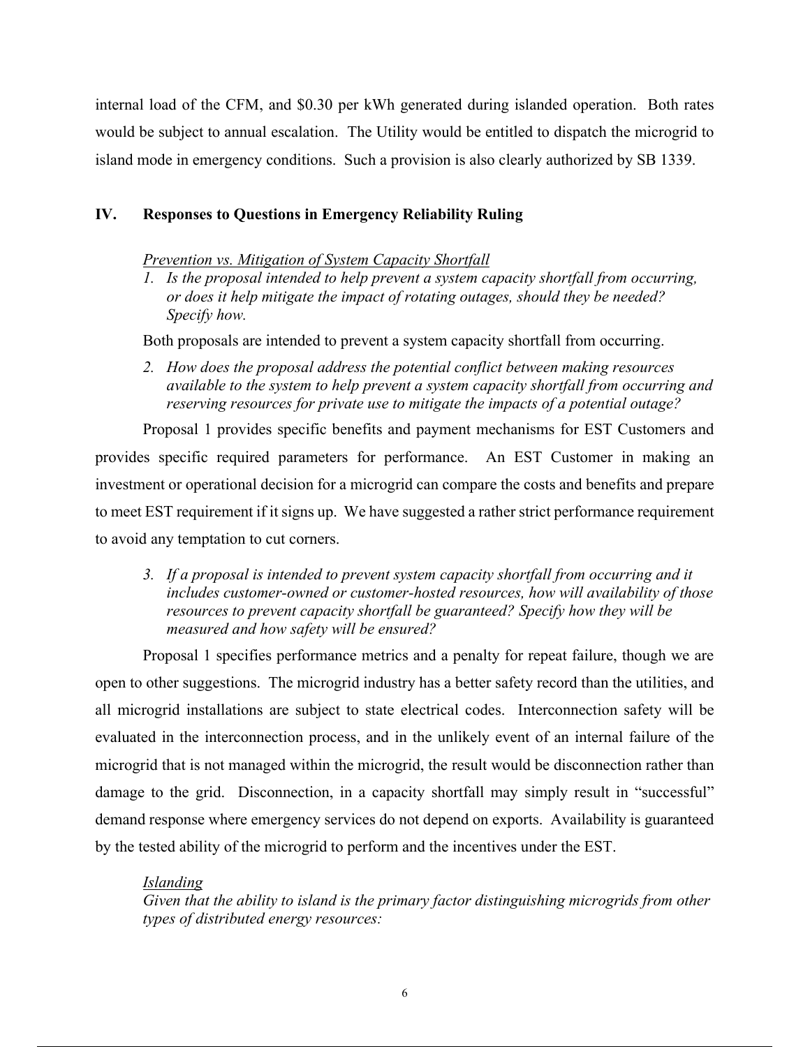internal load of the CFM, and $0.30 per kWh generated during islanded operation. Both rates would be subject to annual escalation. The Utility would be entitled to dispatch the microgrid to island mode in emergency conditions. Such a provision is also clearly authorized by SB 1339.

## IV. Responses to Questions in Emergency Reliability Ruling

*Prevention vs. Mitigation of System Capacity Shortfall*

1. *Is the proposal intended to help prevent a system capacity shortfall from occurring, or does it help mitigate the impact of rotating outages, should they be needed? Specify how.*

Both proposals are intended to prevent a system capacity shortfall from occurring.

2. *How does the proposal address the potential conflict between making resources available to the system to help prevent a system capacity shortfall from occurring and reserving resources for private use to mitigate the impacts of a potential outage?*

Proposal 1 provides specific benefits and payment mechanisms for EST Customers and provides specific required parameters for performance. An EST Customer in making an investment or operational decision for a microgrid can compare the costs and benefits and prepare to meet EST requirement if it signs up. We have suggested a rather strict performance requirement to avoid any temptation to cut corners.

3. *If a proposal is intended to prevent system capacity shortfall from occurring and it includes customer-owned or customer-hosted resources, how will availability of those resources to prevent capacity shortfall be guaranteed? Specify how they will be measured and how safety will be ensured?*

Proposal 1 specifies performance metrics and a penalty for repeat failure, though we are open to other suggestions. The microgrid industry has a better safety record than the utilities, and all microgrid installations are subject to state electrical codes. Interconnection safety will be evaluated in the interconnection process, and in the unlikely event of an internal failure of the microgrid that is not managed within the microgrid, the result would be disconnection rather than damage to the grid. Disconnection, in a capacity shortfall may simply result in "successful" demand response where emergency services do not depend on exports. Availability is guaranteed by the tested ability of the microgrid to perform and the incentives under the EST.

*Islanding*

*Given that the ability to island is the primary factor distinguishing microgrids from other types of distributed energy resources:*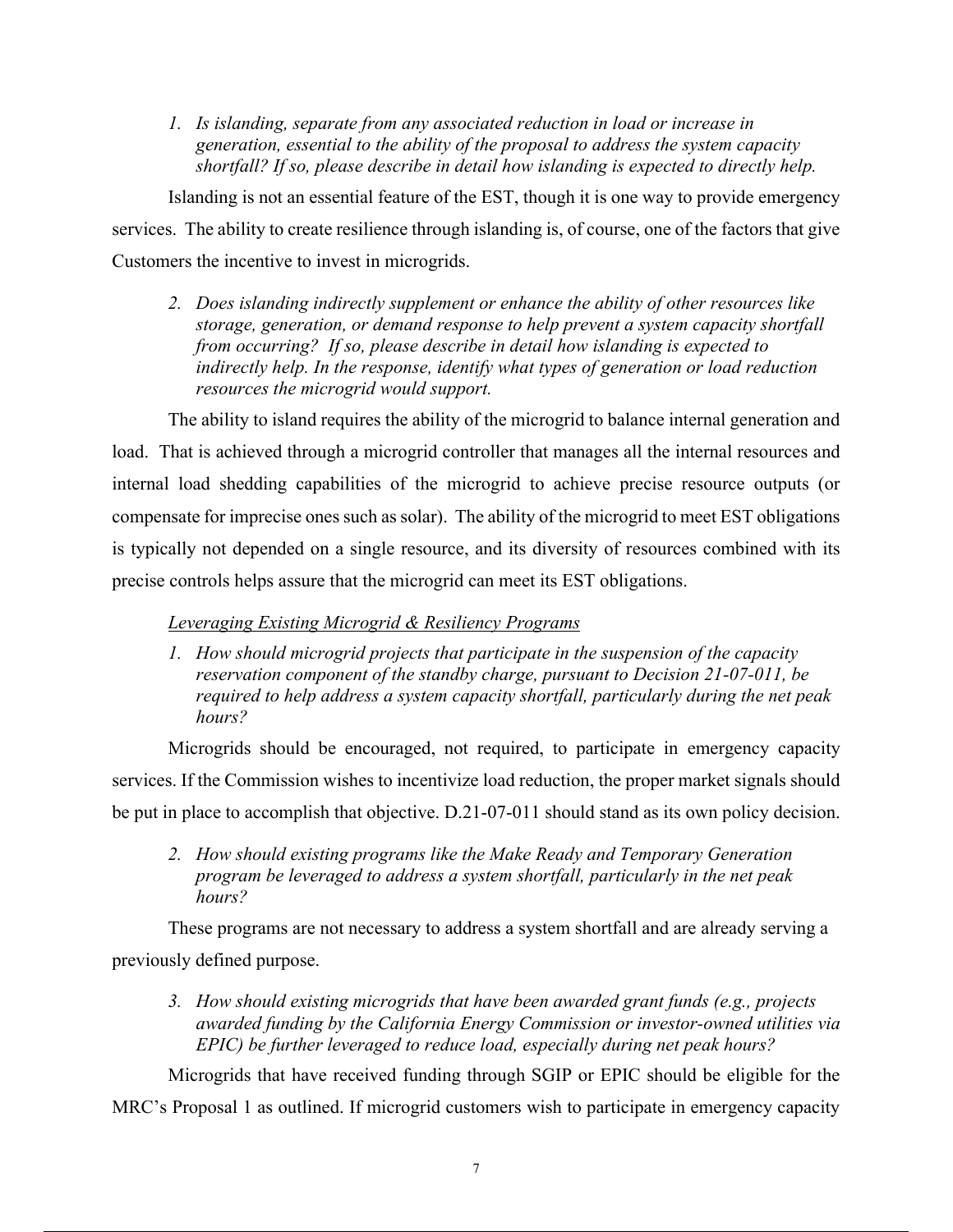1. *Is islanding, separate from any associated reduction in load or increase in generation, essential to the ability of the proposal to address the system capacity shortfall? If so, please describe in detail how islanding is expected to directly help.*

Islanding is not an essential feature of the EST, though it is one way to provide emergency services. The ability to create resilience through islanding is, of course, one of the factors that give Customers the incentive to invest in microgrids.

2. *Does islanding indirectly supplement or enhance the ability of other resources like storage, generation, or demand response to help prevent a system capacity shortfall from occurring? If so, please describe in detail how islanding is expected to indirectly help. In the response, identify what types of generation or load reduction resources the microgrid would support.*

The ability to island requires the ability of the microgrid to balance internal generation and load. That is achieved through a microgrid controller that manages all the internal resources and internal load shedding capabilities of the microgrid to achieve precise resource outputs (or compensate for imprecise ones such as solar). The ability of the microgrid to meet EST obligations is typically not depended on a single resource, and its diversity of resources combined with its precise controls helps assure that the microgrid can meet its EST obligations.

*Leveraging Existing Microgrid & Resiliency Programs*

1. *How should microgrid projects that participate in the suspension of the capacity reservation component of the standby charge, pursuant to Decision 21-07-011, be required to help address a system capacity shortfall, particularly during the net peak hours?*

Microgrids should be encouraged, not required, to participate in emergency capacity services. If the Commission wishes to incentivize load reduction, the proper market signals should be put in place to accomplish that objective. D.21-07-011 should stand as its own policy decision.

2. *How should existing programs like the Make Ready and Temporary Generation program be leveraged to address a system shortfall, particularly in the net peak hours?*

These programs are not necessary to address a system shortfall and are already serving a previously defined purpose.

3. *How should existing microgrids that have been awarded grant funds (e.g., projects awarded funding by the California Energy Commission or investor-owned utilities via EPIC) be further leveraged to reduce load, especially during net peak hours?*

Microgrids that have received funding through SGIP or EPIC should be eligible for the MRC's Proposal 1 as outlined. If microgrid customers wish to participate in emergency capacity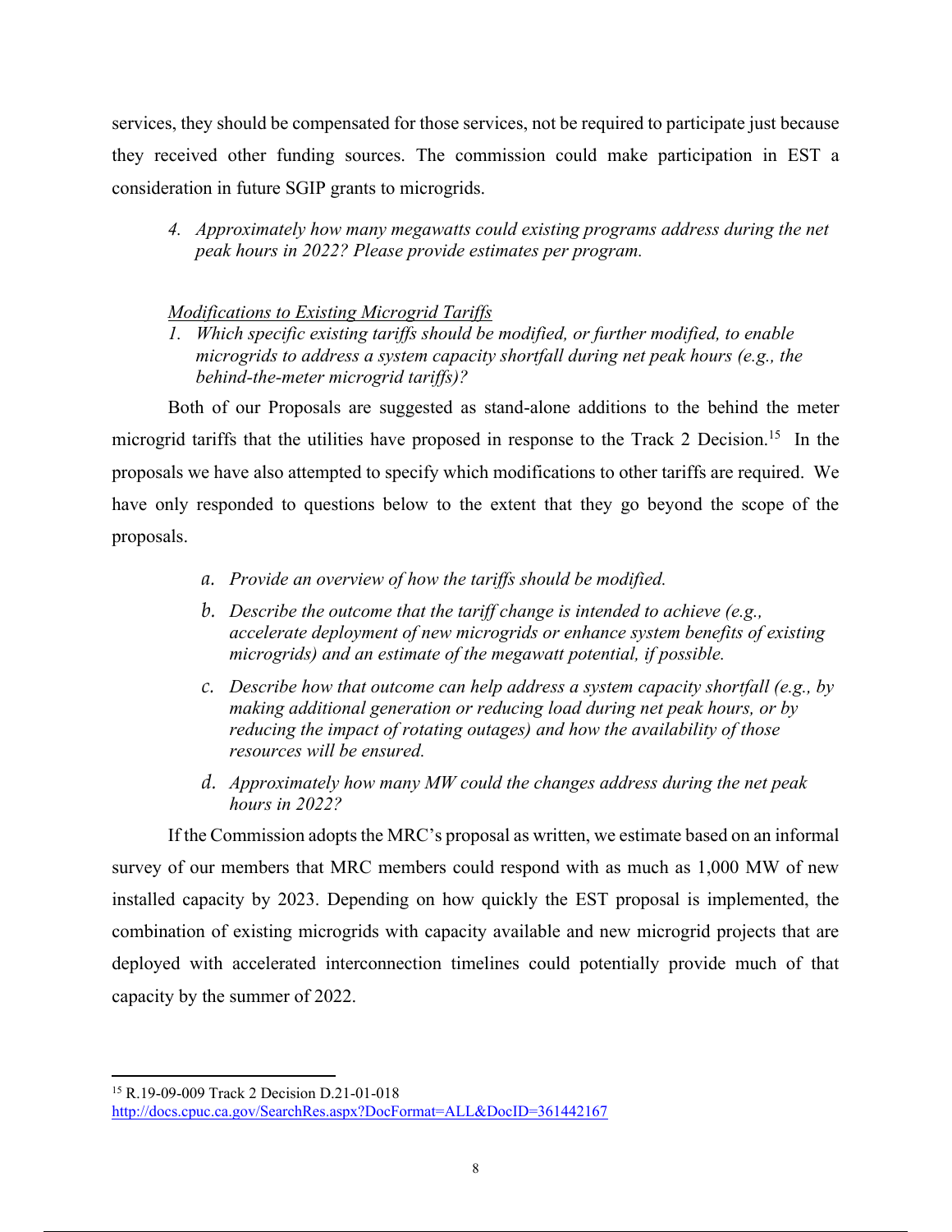services, they should be compensated for those services, not be required to participate just because they received other funding sources. The commission could make participation in EST a consideration in future SGIP grants to microgrids.

4. *Approximately how many megawatts could existing programs address during the net peak hours in 2022? Please provide estimates per program.*

*Modifications to Existing Microgrid Tariffs*

1. *Which specific existing tariffs should be modified, or further modified, to enable microgrids to address a system capacity shortfall during net peak hours (e.g., the behind-the-meter microgrid tariffs)?*

Both of our Proposals are suggested as stand-alone additions to the behind the meter microgrid tariffs that the utilities have proposed in response to the Track 2 Decision.[15] In the proposals we have also attempted to specify which modifications to other tariffs are required. We have only responded to questions below to the extent that they go beyond the scope of the proposals.

a. *Provide an overview of how the tariffs should be modified.*

b. *Describe the outcome that the tariff change is intended to achieve (e.g., accelerate deployment of new microgrids or enhance system benefits of existing microgrids) and an estimate of the megawatt potential, if possible.*

c. *Describe how that outcome can help address a system capacity shortfall (e.g., by making additional generation or reducing load during net peak hours, or by reducing the impact of rotating outages) and how the availability of those resources will be ensured.*

d. *Approximately how many MW could the changes address during the net peak hours in 2022?*

If the Commission adopts the MRC's proposal as written, we estimate based on an informal survey of our members that MRC members could respond with as much as 1,000 MW of new installed capacity by 2023. Depending on how quickly the EST proposal is implemented, the combination of existing microgrids with capacity available and new microgrid projects that are deployed with accelerated interconnection timelines could potentially provide much of that capacity by the summer of 2022.

---

[15] R.19-09-009 Track 2 Decision D.21-01-018 http://docs.cpuc.ca.gov/SearchRes.aspx?DocFormat=ALL&DocID=361442167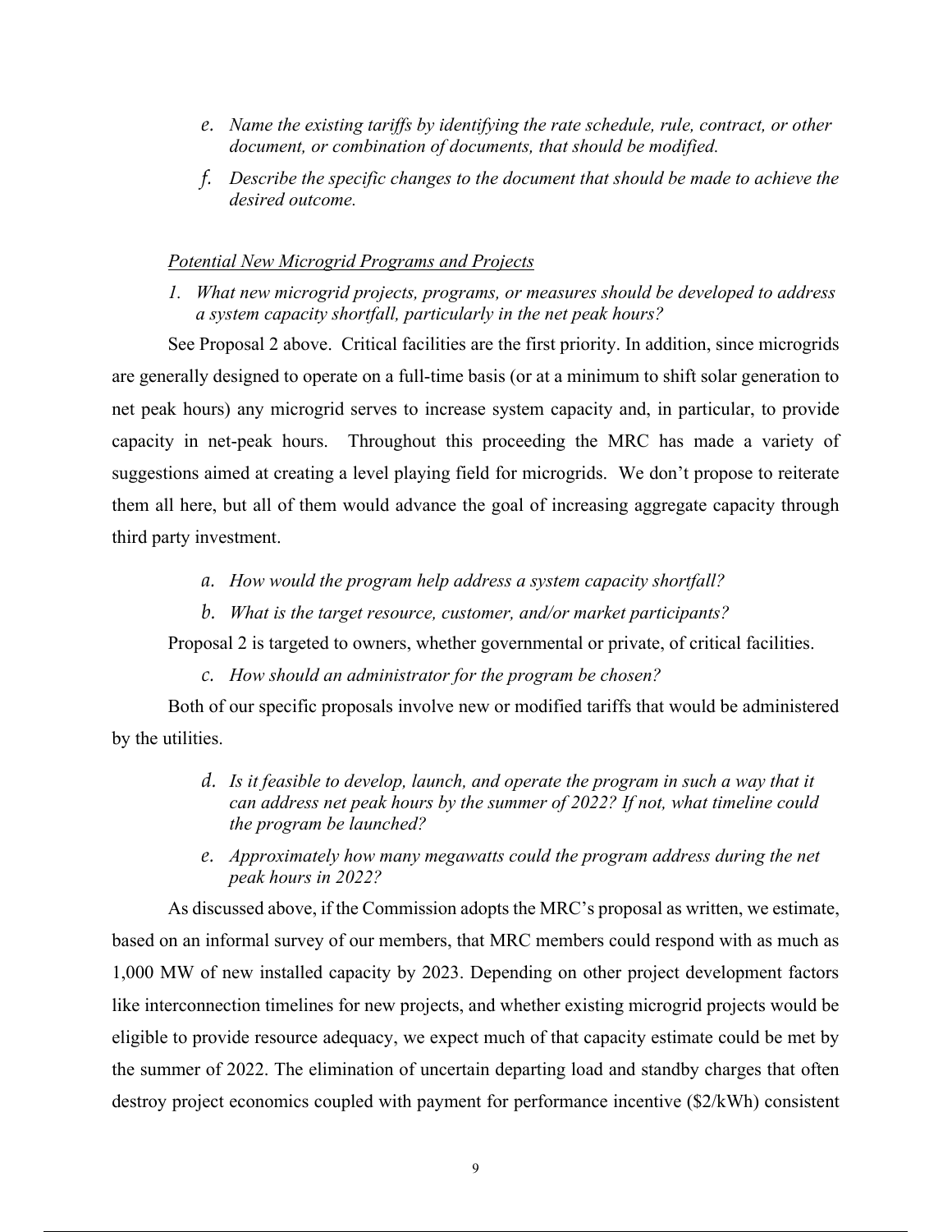e. *Name the existing tariffs by identifying the rate schedule, rule, contract, or other document, or combination of documents, that should be modified.*

f. *Describe the specific changes to the document that should be made to achieve the desired outcome.*

*<u>Potential New Microgrid Programs and Projects</u>*

1. *What new microgrid projects, programs, or measures should be developed to address a system capacity shortfall, particularly in the net peak hours?*

See Proposal 2 above. Critical facilities are the first priority. In addition, since microgrids are generally designed to operate on a full-time basis (or at a minimum to shift solar generation to net peak hours) any microgrid serves to increase system capacity and, in particular, to provide capacity in net-peak hours. Throughout this proceeding the MRC has made a variety of suggestions aimed at creating a level playing field for microgrids. We don't propose to reiterate them all here, but all of them would advance the goal of increasing aggregate capacity through third party investment.

a. *How would the program help address a system capacity shortfall?*

b. *What is the target resource, customer, and/or market participants?*

Proposal 2 is targeted to owners, whether governmental or private, of critical facilities.

c. *How should an administrator for the program be chosen?*

Both of our specific proposals involve new or modified tariffs that would be administered by the utilities.

d. *Is it feasible to develop, launch, and operate the program in such a way that it can address net peak hours by the summer of 2022? If not, what timeline could the program be launched?*

e. *Approximately how many megawatts could the program address during the net peak hours in 2022?*

As discussed above, if the Commission adopts the MRC's proposal as written, we estimate, based on an informal survey of our members, that MRC members could respond with as much as 1,000 MW of new installed capacity by 2023. Depending on other project development factors like interconnection timelines for new projects, and whether existing microgrid projects would be eligible to provide resource adequacy, we expect much of that capacity estimate could be met by the summer of 2022. The elimination of uncertain departing load and standby charges that often destroy project economics coupled with payment for performance incentive ($2/kWh) consistent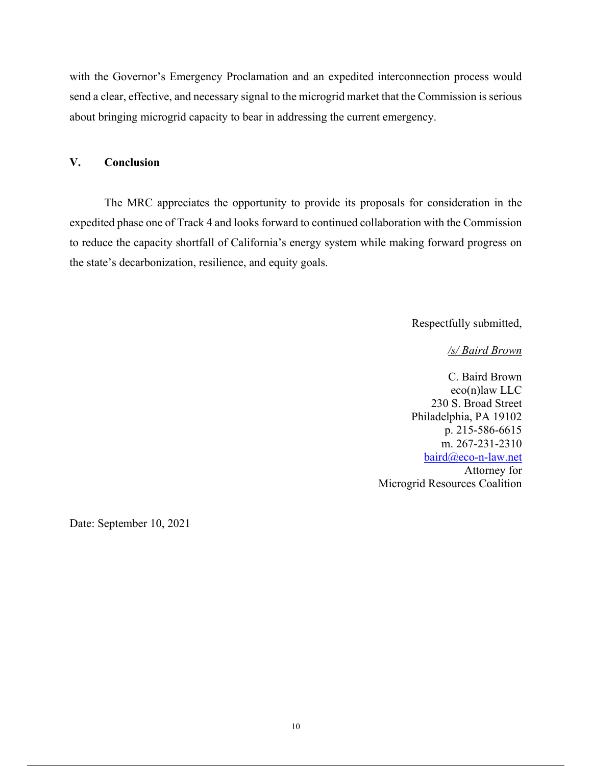with the Governor's Emergency Proclamation and an expedited interconnection process would send a clear, effective, and necessary signal to the microgrid market that the Commission is serious about bringing microgrid capacity to bear in addressing the current emergency.

## V. Conclusion

The MRC appreciates the opportunity to provide its proposals for consideration in the expedited phase one of Track 4 and looks forward to continued collaboration with the Commission to reduce the capacity shortfall of California's energy system while making forward progress on the state's decarbonization, resilience, and equity goals.

Respectfully submitted,

*/s/ Baird Brown*

C. Baird Brown
eco(n)law LLC
230 S. Broad Street
Philadelphia, PA 19102
p. 215-586-6615
m. 267-231-2310
baird@eco-n-law.net
Attorney for
Microgrid Resources Coalition

Date: September 10, 2021